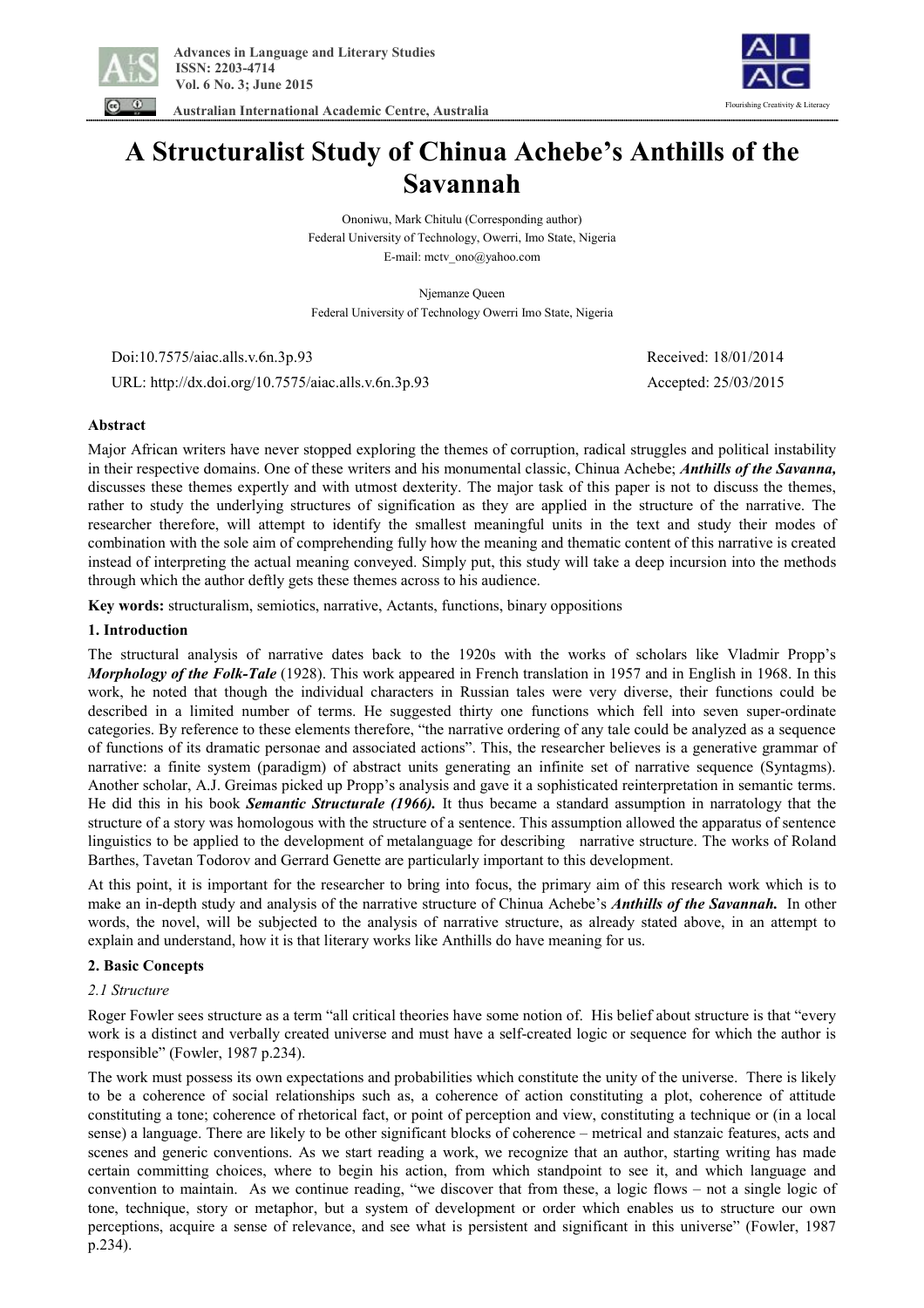# A Structuralist Study of Chinua Achebe's Anthills of the Savannah

Ononiwu, Mark Chitulu (Corresponding author)
Federal University of Technology, Owerri, Imo State, Nigeria
E-mail: mctv_ono@yahoo.com

Njemanze Queen
Federal University of Technology Owerri Imo State, Nigeria

Doi:10.7575/aiac.alls.v.6n.3p.93 Received: 18/01/2014
URL: http://dx.doi.org/10.7575/aiac.alls.v.6n.3p.93 Accepted: 25/03/2015

## Abstract

Major African writers have never stopped exploring the themes of corruption, radical struggles and political instability in their respective domains. One of these writers and his monumental classic, Chinua Achebe; ***Anthills of the Savanna,*** discusses these themes expertly and with utmost dexterity. The major task of this paper is not to discuss the themes, rather to study the underlying structures of signification as they are applied in the structure of the narrative. The researcher therefore, will attempt to identify the smallest meaningful units in the text and study their modes of combination with the sole aim of comprehending fully how the meaning and thematic content of this narrative is created instead of interpreting the actual meaning conveyed. Simply put, this study will take a deep incursion into the methods through which the author deftly gets these themes across to his audience.

**Key words:** structuralism, semiotics, narrative, Actants, functions, binary oppositions

## 1. Introduction

The structural analysis of narrative dates back to the 1920s with the works of scholars like Vladmir Propp's ***Morphology of the Folk-Tale*** (1928). This work appeared in French translation in 1957 and in English in 1968. In this work, he noted that though the individual characters in Russian tales were very diverse, their functions could be described in a limited number of terms. He suggested thirty one functions which fell into seven super-ordinate categories. By reference to these elements therefore, "the narrative ordering of any tale could be analyzed as a sequence of functions of its dramatic personae and associated actions". This, the researcher believes is a generative grammar of narrative: a finite system (paradigm) of abstract units generating an infinite set of narrative sequence (Syntagms). Another scholar, A.J. Greimas picked up Propp's analysis and gave it a sophisticated reinterpretation in semantic terms. He did this in his book ***Semantic Structurale (1966).*** It thus became a standard assumption in narratology that the structure of a story was homologous with the structure of a sentence. This assumption allowed the apparatus of sentence linguistics to be applied to the development of metalanguage for describing narrative structure. The works of Roland Barthes, Tavetan Todorov and Gerrard Genette are particularly important to this development.

At this point, it is important for the researcher to bring into focus, the primary aim of this research work which is to make an in-depth study and analysis of the narrative structure of Chinua Achebe's ***Anthills of the Savannah.*** In other words, the novel, will be subjected to the analysis of narrative structure, as already stated above, in an attempt to explain and understand, how it is that literary works like Anthills do have meaning for us.

## 2. Basic Concepts

### *2.1 Structure*

Roger Fowler sees structure as a term "all critical theories have some notion of. His belief about structure is that "every work is a distinct and verbally created universe and must have a self-created logic or sequence for which the author is responsible" (Fowler, 1987 p.234).

The work must possess its own expectations and probabilities which constitute the unity of the universe. There is likely to be a coherence of social relationships such as, a coherence of action constituting a plot, coherence of attitude constituting a tone; coherence of rhetorical fact, or point of perception and view, constituting a technique or (in a local sense) a language. There are likely to be other significant blocks of coherence – metrical and stanzaic features, acts and scenes and generic conventions. As we start reading a work, we recognize that an author, starting writing has made certain committing choices, where to begin his action, from which standpoint to see it, and which language and convention to maintain. As we continue reading, "we discover that from these, a logic flows – not a single logic of tone, technique, story or metaphor, but a system of development or order which enables us to structure our own perceptions, acquire a sense of relevance, and see what is persistent and significant in this universe" (Fowler, 1987 p.234).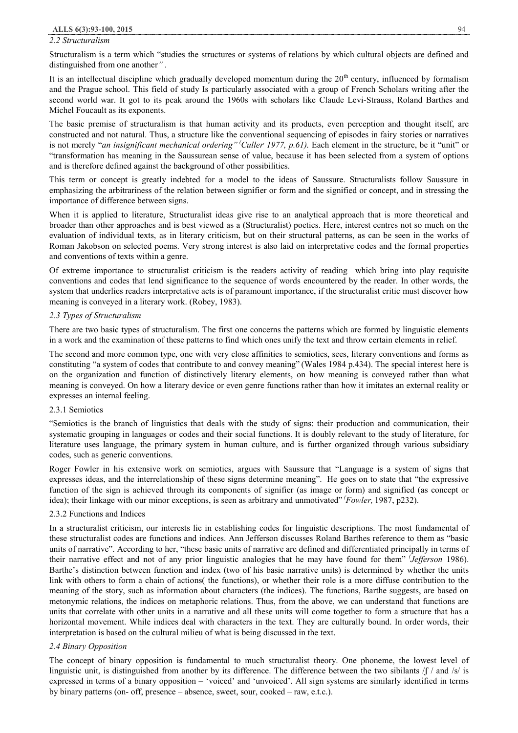*2.2 Structuralism*

Structuralism is a term which "studies the structures or systems of relations by which cultural objects are defined and distinguished from one another*"* .

It is an intellectual discipline which gradually developed momentum during the $20^{th}$ century, influenced by formalism and the Prague school. This field of study Is particularly associated with a group of French Scholars writing after the second world war. It got to its peak around the 1960s with scholars like Claude Levi-Strauss, Roland Barthes and Michel Foucault as its exponents.

The basic premise of structuralism is that human activity and its products, even perception and thought itself, are constructed and not natural. Thus, a structure like the conventional sequencing of episodes in fairy stories or narratives is not merely "*an insignificant mechanical ordering" (Culler 1977, p.61).* Each element in the structure, be it "unit" or "transformation has meaning in the Saussurean sense of value, because it has been selected from a system of options and is therefore defined against the background of other possibilities.

This term or concept is greatly indebted for a model to the ideas of Saussure. Structuralists follow Saussure in emphasizing the arbitrariness of the relation between signifier or form and the signified or concept, and in stressing the importance of difference between signs.

When it is applied to literature, Structuralist ideas give rise to an analytical approach that is more theoretical and broader than other approaches and is best viewed as a (Structuralist) poetics. Here, interest centres not so much on the evaluation of individual texts, as in literary criticism, but on their structural patterns, as can be seen in the works of Roman Jakobson on selected poems. Very strong interest is also laid on interpretative codes and the formal properties and conventions of texts within a genre.

Of extreme importance to structuralist criticism is the readers activity of reading which bring into play requisite conventions and codes that lend significance to the sequence of words encountered by the reader. In other words, the system that underlies readers interpretative acts is of paramount importance, if the structuralist critic must discover how meaning is conveyed in a literary work. (Robey, 1983).

*2.3 Types of Structuralism*

There are two basic types of structuralism. The first one concerns the patterns which are formed by linguistic elements in a work and the examination of these patterns to find which ones unify the text and throw certain elements in relief.

The second and more common type, one with very close affinities to semiotics, sees, literary conventions and forms as constituting "a system of codes that contribute to and convey meaning" (Wales 1984 p.434). The special interest here is on the organization and function of distinctively literary elements, on how meaning is conveyed rather than what meaning is conveyed. On how a literary device or even genre functions rather than how it imitates an external reality or expresses an internal feeling.

2.3.1 Semiotics

"Semiotics is the branch of linguistics that deals with the study of signs: their production and communication, their systematic grouping in languages or codes and their social functions. It is doubly relevant to the study of literature, for literature uses language, the primary system in human culture, and is further organized through various subsidiary codes, such as generic conventions.

Roger Fowler in his extensive work on semiotics, argues with Saussure that "Language is a system of signs that expresses ideas, and the interrelationship of these signs determine meaning". He goes on to state that "the expressive function of the sign is achieved through its components of signifier (as image or form) and signified (as concept or idea); their linkage with our minor exceptions, is seen as arbitrary and unmotivated" (*Fowler,* 1987, p232).

2.3.2 Functions and Indices

In a structuralist criticism, our interests lie in establishing codes for linguistic descriptions. The most fundamental of these structuralist codes are functions and indices. Ann Jefferson discusses Roland Barthes reference to them as "basic units of narrative". According to her, "these basic units of narrative are defined and differentiated principally in terms of their narrative effect and not of any prior linguistic analogies that he may have found for them" (*Jefferson* 1986). Barthe's distinction between function and index (two of his basic narrative units) is determined by whether the units link with others to form a chain of actions( the functions), or whether their role is a more diffuse contribution to the meaning of the story, such as information about characters (the indices). The functions, Barthe suggests, are based on metonymic relations, the indices on metaphoric relations. Thus, from the above, we can understand that functions are units that correlate with other units in a narrative and all these units will come together to form a structure that has a horizontal movement. While indices deal with characters in the text. They are culturally bound. In order words, their interpretation is based on the cultural milieu of what is being discussed in the text.

*2.4 Binary Opposition*

The concept of binary opposition is fundamental to much structuralist theory. One phoneme, the lowest level of linguistic unit, is distinguished from another by its difference. The difference between the two sibilants /ʃ / and /s/ is expressed in terms of a binary opposition – 'voiced' and 'unvoiced'. All sign systems are similarly identified in terms by binary patterns (on- off, presence – absence, sweet, sour, cooked – raw, e.t.c.).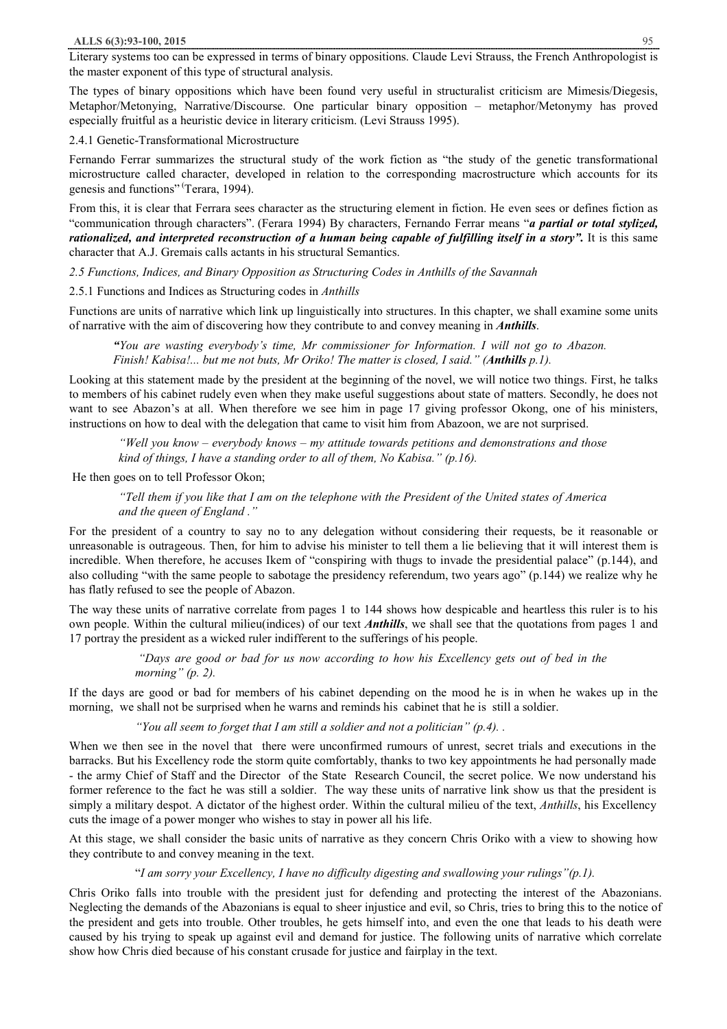Literary systems too can be expressed in terms of binary oppositions. Claude Levi Strauss, the French Anthropologist is the master exponent of this type of structural analysis.

The types of binary oppositions which have been found very useful in structuralist criticism are Mimesis/Diegesis, Metaphor/Metonying, Narrative/Discourse. One particular binary opposition – metaphor/Metonymy has proved especially fruitful as a heuristic device in literary criticism. (Levi Strauss 1995).

2.4.1 Genetic-Transformational Microstructure

Fernando Ferrar summarizes the structural study of the work fiction as "the study of the genetic transformational microstructure called character, developed in relation to the corresponding macrostructure which accounts for its genesis and functions" (Terara, 1994).

From this, it is clear that Ferrara sees character as the structuring element in fiction. He even sees or defines fiction as "communication through characters". (Ferara 1994) By characters, Fernando Ferrar means "***a partial or total stylized, rationalized, and interpreted reconstruction of a human being capable of fulfilling itself in a story".*** It is this same character that A.J. Gremais calls actants in his structural Semantics.

*2.5 Functions, Indices, and Binary Opposition as Structuring Codes in Anthills of the Savannah*

2.5.1 Functions and Indices as Structuring codes in *Anthills*

Functions are units of narrative which link up linguistically into structures. In this chapter, we shall examine some units of narrative with the aim of discovering how they contribute to and convey meaning in ***Anthills***.

> ***"****You are wasting everybody's time, Mr commissioner for Information. I will not go to Abazon. Finish! Kabisa!... but me not buts, Mr Oriko! The matter is closed, I said." (****Anthills*** *p.1).*

Looking at this statement made by the president at the beginning of the novel, we will notice two things. First, he talks to members of his cabinet rudely even when they make useful suggestions about state of matters. Secondly, he does not want to see Abazon's at all. When therefore we see him in page 17 giving professor Okong, one of his ministers, instructions on how to deal with the delegation that came to visit him from Abazoon, we are not surprised.

> *"Well you know – everybody knows – my attitude towards petitions and demonstrations and those kind of things, I have a standing order to all of them, No Kabisa." (p.16).*

He then goes on to tell Professor Okon;

> *"Tell them if you like that I am on the telephone with the President of the United states of America and the queen of England ."*

For the president of a country to say no to any delegation without considering their requests, be it reasonable or unreasonable is outrageous. Then, for him to advise his minister to tell them a lie believing that it will interest them is incredible. When therefore, he accuses Ikem of "conspiring with thugs to invade the presidential palace" (p.144), and also colluding "with the same people to sabotage the presidency referendum, two years ago" (p.144) we realize why he has flatly refused to see the people of Abazon.

The way these units of narrative correlate from pages 1 to 144 shows how despicable and heartless this ruler is to his own people. Within the cultural milieu(indices) of our text ***Anthills***, we shall see that the quotations from pages 1 and 17 portray the president as a wicked ruler indifferent to the sufferings of his people.

> *"Days are good or bad for us now according to how his Excellency gets out of bed in the morning" (p. 2).*

If the days are good or bad for members of his cabinet depending on the mood he is in when he wakes up in the morning, we shall not be surprised when he warns and reminds his cabinet that he is still a soldier.

> *"You all seem to forget that I am still a soldier and not a politician" (p.4).* .

When we then see in the novel that there were unconfirmed rumours of unrest, secret trials and executions in the barracks. But his Excellency rode the storm quite comfortably, thanks to two key appointments he had personally made - the army Chief of Staff and the Director of the State Research Council, the secret police. We now understand his former reference to the fact he was still a soldier. The way these units of narrative link show us that the president is simply a military despot. A dictator of the highest order. Within the cultural milieu of the text, *Anthills*, his Excellency cuts the image of a power monger who wishes to stay in power all his life.

At this stage, we shall consider the basic units of narrative as they concern Chris Oriko with a view to showing how they contribute to and convey meaning in the text.

> "*I am sorry your Excellency, I have no difficulty digesting and swallowing your rulings"(p.1).*

Chris Oriko falls into trouble with the president just for defending and protecting the interest of the Abazonians. Neglecting the demands of the Abazonians is equal to sheer injustice and evil, so Chris, tries to bring this to the notice of the president and gets into trouble. Other troubles, he gets himself into, and even the one that leads to his death were caused by his trying to speak up against evil and demand for justice. The following units of narrative which correlate show how Chris died because of his constant crusade for justice and fairplay in the text.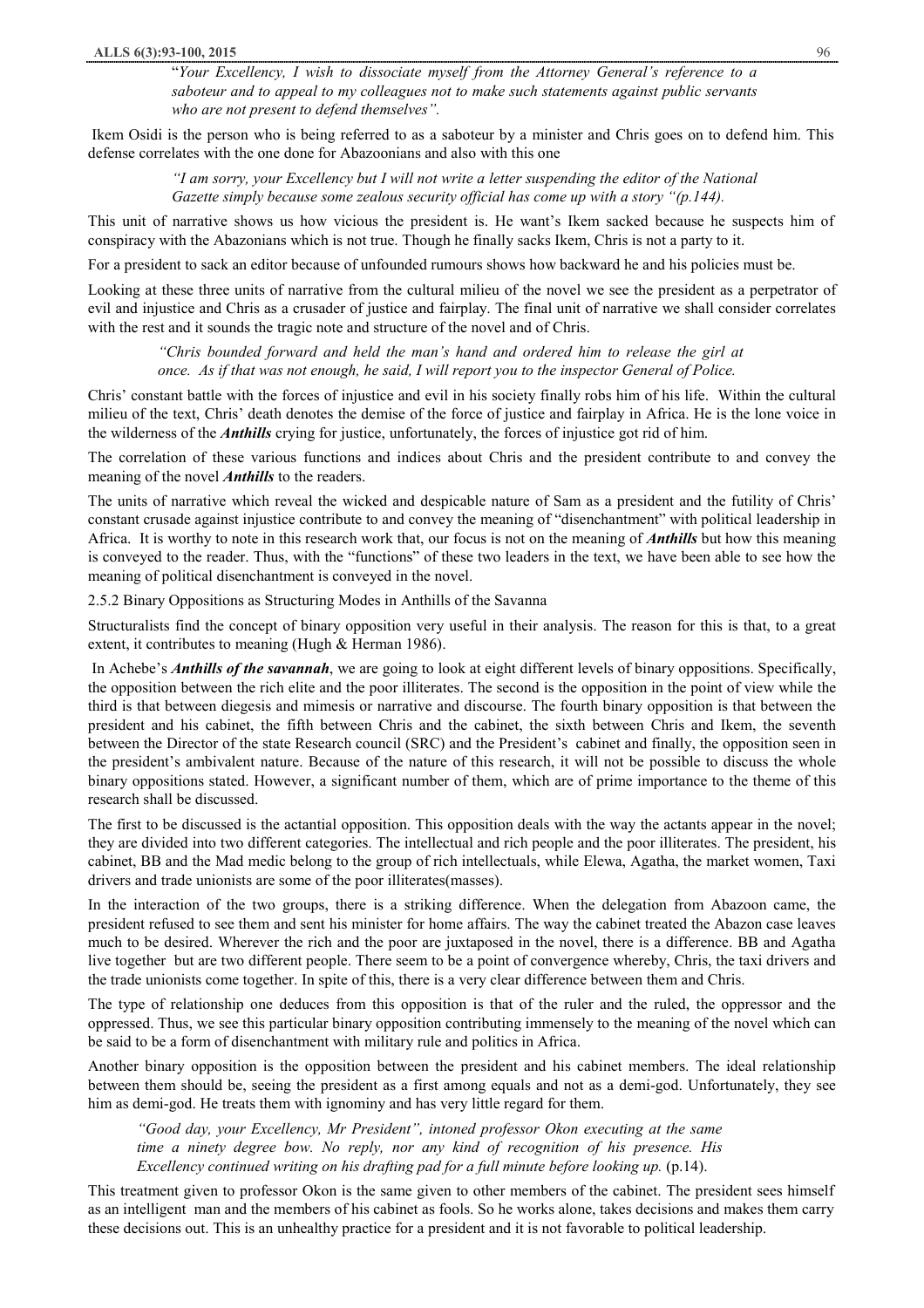"*Your Excellency, I wish to dissociate myself from the Attorney General's reference to a saboteur and to appeal to my colleagues not to make such statements against public servants who are not present to defend themselves".*

Ikem Osidi is the person who is being referred to as a saboteur by a minister and Chris goes on to defend him. This defense correlates with the one done for Abazoonians and also with this one

> *"I am sorry, your Excellency but I will not write a letter suspending the editor of the National Gazette simply because some zealous security official has come up with a story "(p.144).*

This unit of narrative shows us how vicious the president is. He want's Ikem sacked because he suspects him of conspiracy with the Abazonians which is not true. Though he finally sacks Ikem, Chris is not a party to it.

For a president to sack an editor because of unfounded rumours shows how backward he and his policies must be.

Looking at these three units of narrative from the cultural milieu of the novel we see the president as a perpetrator of evil and injustice and Chris as a crusader of justice and fairplay. The final unit of narrative we shall consider correlates with the rest and it sounds the tragic note and structure of the novel and of Chris.

> *"Chris bounded forward and held the man's hand and ordered him to release the girl at once. As if that was not enough, he said, I will report you to the inspector General of Police.*

Chris' constant battle with the forces of injustice and evil in his society finally robs him of his life. Within the cultural milieu of the text, Chris' death denotes the demise of the force of justice and fairplay in Africa. He is the lone voice in the wilderness of the ***Anthills*** crying for justice, unfortunately, the forces of injustice got rid of him.

The correlation of these various functions and indices about Chris and the president contribute to and convey the meaning of the novel ***Anthills*** to the readers.

The units of narrative which reveal the wicked and despicable nature of Sam as a president and the futility of Chris' constant crusade against injustice contribute to and convey the meaning of "disenchantment" with political leadership in Africa. It is worthy to note in this research work that, our focus is not on the meaning of ***Anthills*** but how this meaning is conveyed to the reader. Thus, with the "functions" of these two leaders in the text, we have been able to see how the meaning of political disenchantment is conveyed in the novel.

2.5.2 Binary Oppositions as Structuring Modes in Anthills of the Savanna

Structuralists find the concept of binary opposition very useful in their analysis. The reason for this is that, to a great extent, it contributes to meaning (Hugh & Herman 1986).

In Achebe's ***Anthills of the savannah***, we are going to look at eight different levels of binary oppositions. Specifically, the opposition between the rich elite and the poor illiterates. The second is the opposition in the point of view while the third is that between diegesis and mimesis or narrative and discourse. The fourth binary opposition is that between the president and his cabinet, the fifth between Chris and the cabinet, the sixth between Chris and Ikem, the seventh between the Director of the state Research council (SRC) and the President's cabinet and finally, the opposition seen in the president's ambivalent nature. Because of the nature of this research, it will not be possible to discuss the whole binary oppositions stated. However, a significant number of them, which are of prime importance to the theme of this research shall be discussed.

The first to be discussed is the actantial opposition. This opposition deals with the way the actants appear in the novel; they are divided into two different categories. The intellectual and rich people and the poor illiterates. The president, his cabinet, BB and the Mad medic belong to the group of rich intellectuals, while Elewa, Agatha, the market women, Taxi drivers and trade unionists are some of the poor illiterates(masses).

In the interaction of the two groups, there is a striking difference. When the delegation from Abazoon came, the president refused to see them and sent his minister for home affairs. The way the cabinet treated the Abazon case leaves much to be desired. Wherever the rich and the poor are juxtaposed in the novel, there is a difference. BB and Agatha live together but are two different people. There seem to be a point of convergence whereby, Chris, the taxi drivers and the trade unionists come together. In spite of this, there is a very clear difference between them and Chris.

The type of relationship one deduces from this opposition is that of the ruler and the ruled, the oppressor and the oppressed. Thus, we see this particular binary opposition contributing immensely to the meaning of the novel which can be said to be a form of disenchantment with military rule and politics in Africa.

Another binary opposition is the opposition between the president and his cabinet members. The ideal relationship between them should be, seeing the president as a first among equals and not as a demi-god. Unfortunately, they see him as demi-god. He treats them with ignominy and has very little regard for them.

> *"Good day, your Excellency, Mr President", intoned professor Okon executing at the same time a ninety degree bow. No reply, nor any kind of recognition of his presence. His Excellency continued writing on his drafting pad for a full minute before looking up.* (p.14).

This treatment given to professor Okon is the same given to other members of the cabinet. The president sees himself as an intelligent man and the members of his cabinet as fools. So he works alone, takes decisions and makes them carry these decisions out. This is an unhealthy practice for a president and it is not favorable to political leadership.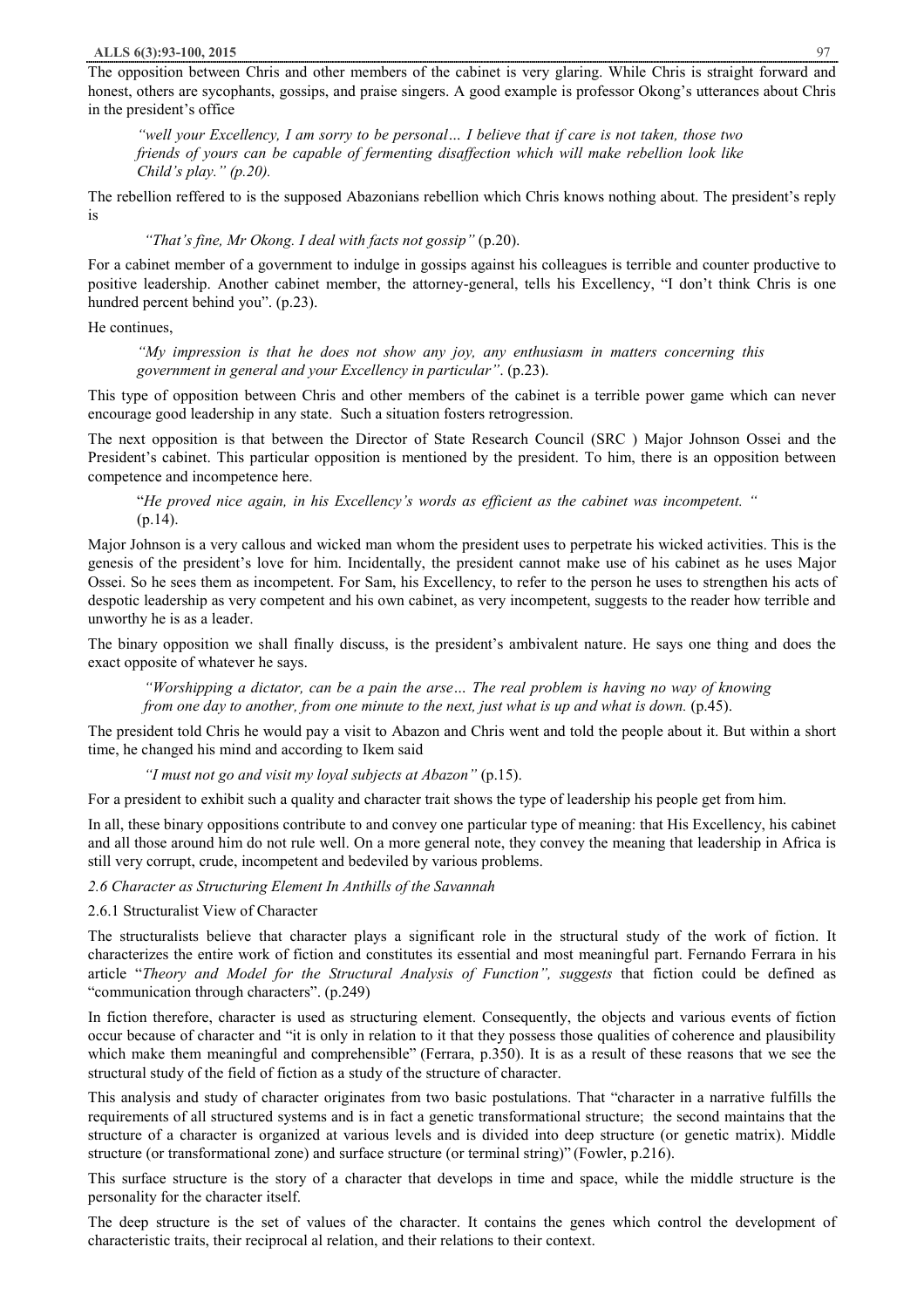The opposition between Chris and other members of the cabinet is very glaring. While Chris is straight forward and honest, others are sycophants, gossips, and praise singers. A good example is professor Okong's utterances about Chris in the president's office

> *"well your Excellency, I am sorry to be personal… I believe that if care is not taken, those two friends of yours can be capable of fermenting disaffection which will make rebellion look like Child's play." (p.20).*

The rebellion reffered to is the supposed Abazonians rebellion which Chris knows nothing about. The president's reply is

> *"That's fine, Mr Okong. I deal with facts not gossip"* (p.20).

For a cabinet member of a government to indulge in gossips against his colleagues is terrible and counter productive to positive leadership. Another cabinet member, the attorney-general, tells his Excellency, "I don't think Chris is one hundred percent behind you". (p.23).

He continues,

> *"My impression is that he does not show any joy, any enthusiasm in matters concerning this government in general and your Excellency in particular"*. (p.23).

This type of opposition between Chris and other members of the cabinet is a terrible power game which can never encourage good leadership in any state. Such a situation fosters retrogression.

The next opposition is that between the Director of State Research Council (SRC ) Major Johnson Ossei and the President's cabinet. This particular opposition is mentioned by the president. To him, there is an opposition between competence and incompetence here.

> "*He proved nice again, in his Excellency's words as efficient as the cabinet was incompetent.* " (p.14).

Major Johnson is a very callous and wicked man whom the president uses to perpetrate his wicked activities. This is the genesis of the president's love for him. Incidentally, the president cannot make use of his cabinet as he uses Major Ossei. So he sees them as incompetent. For Sam, his Excellency, to refer to the person he uses to strengthen his acts of despotic leadership as very competent and his own cabinet, as very incompetent, suggests to the reader how terrible and unworthy he is as a leader.

The binary opposition we shall finally discuss, is the president's ambivalent nature. He says one thing and does the exact opposite of whatever he says.

> *"Worshipping a dictator, can be a pain the arse… The real problem is having no way of knowing from one day to another, from one minute to the next, just what is up and what is down.* (p.45).

The president told Chris he would pay a visit to Abazon and Chris went and told the people about it. But within a short time, he changed his mind and according to Ikem said

> *"I must not go and visit my loyal subjects at Abazon"* (p.15).

For a president to exhibit such a quality and character trait shows the type of leadership his people get from him.

In all, these binary oppositions contribute to and convey one particular type of meaning: that His Excellency, his cabinet and all those around him do not rule well. On a more general note, they convey the meaning that leadership in Africa is still very corrupt, crude, incompetent and bedeviled by various problems.

### *2.6 Character as Structuring Element In Anthills of the Savannah*

#### 2.6.1 Structuralist View of Character

The structuralists believe that character plays a significant role in the structural study of the work of fiction. It characterizes the entire work of fiction and constitutes its essential and most meaningful part. Fernando Ferrara in his article "*Theory and Model for the Structural Analysis of Function", suggests* that fiction could be defined as "communication through characters". (p.249)

In fiction therefore, character is used as structuring element. Consequently, the objects and various events of fiction occur because of character and "it is only in relation to it that they possess those qualities of coherence and plausibility which make them meaningful and comprehensible" (Ferrara, p.350). It is as a result of these reasons that we see the structural study of the field of fiction as a study of the structure of character.

This analysis and study of character originates from two basic postulations. That "character in a narrative fulfills the requirements of all structured systems and is in fact a genetic transformational structure; the second maintains that the structure of a character is organized at various levels and is divided into deep structure (or genetic matrix). Middle structure (or transformational zone) and surface structure (or terminal string)" (Fowler, p.216).

This surface structure is the story of a character that develops in time and space, while the middle structure is the personality for the character itself.

The deep structure is the set of values of the character. It contains the genes which control the development of characteristic traits, their reciprocal al relation, and their relations to their context.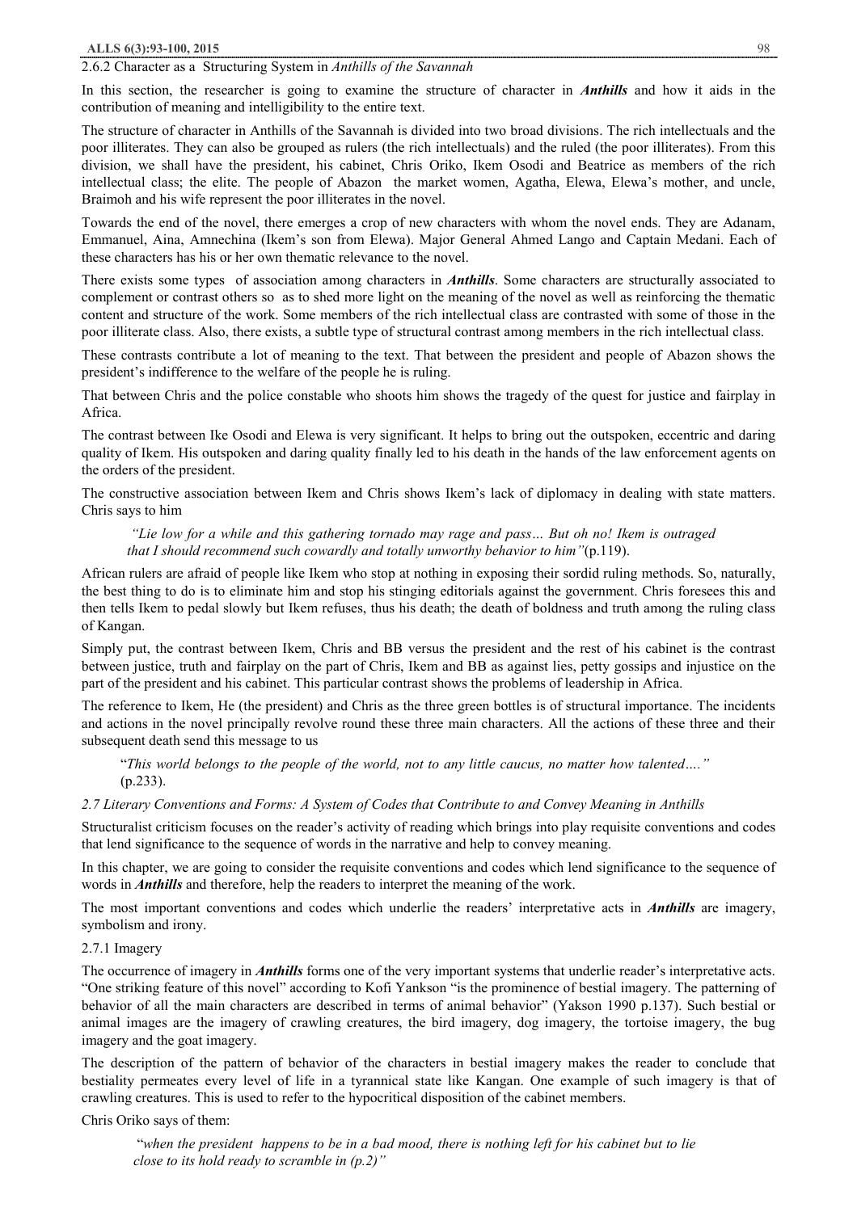### 2.6.2 Character as a Structuring System in *Anthills of the Savannah*

In this section, the researcher is going to examine the structure of character in ***Anthills*** and how it aids in the contribution of meaning and intelligibility to the entire text.

The structure of character in Anthills of the Savannah is divided into two broad divisions. The rich intellectuals and the poor illiterates. They can also be grouped as rulers (the rich intellectuals) and the ruled (the poor illiterates). From this division, we shall have the president, his cabinet, Chris Oriko, Ikem Osodi and Beatrice as members of the rich intellectual class; the elite. The people of Abazon the market women, Agatha, Elewa, Elewa's mother, and uncle, Braimoh and his wife represent the poor illiterates in the novel.

Towards the end of the novel, there emerges a crop of new characters with whom the novel ends. They are Adanam, Emmanuel, Aina, Amnechina (Ikem's son from Elewa). Major General Ahmed Lango and Captain Medani. Each of these characters has his or her own thematic relevance to the novel.

There exists some types of association among characters in ***Anthills***. Some characters are structurally associated to complement or contrast others so as to shed more light on the meaning of the novel as well as reinforcing the thematic content and structure of the work. Some members of the rich intellectual class are contrasted with some of those in the poor illiterate class. Also, there exists, a subtle type of structural contrast among members in the rich intellectual class.

These contrasts contribute a lot of meaning to the text. That between the president and people of Abazon shows the president's indifference to the welfare of the people he is ruling.

That between Chris and the police constable who shoots him shows the tragedy of the quest for justice and fairplay in Africa.

The contrast between Ike Osodi and Elewa is very significant. It helps to bring out the outspoken, eccentric and daring quality of Ikem. His outspoken and daring quality finally led to his death in the hands of the law enforcement agents on the orders of the president.

The constructive association between Ikem and Chris shows Ikem's lack of diplomacy in dealing with state matters. Chris says to him

> *"Lie low for a while and this gathering tornado may rage and pass… But oh no! Ikem is outraged that I should recommend such cowardly and totally unworthy behavior to him"*(p.119).

African rulers are afraid of people like Ikem who stop at nothing in exposing their sordid ruling methods. So, naturally, the best thing to do is to eliminate him and stop his stinging editorials against the government. Chris foresees this and then tells Ikem to pedal slowly but Ikem refuses, thus his death; the death of boldness and truth among the ruling class of Kangan.

Simply put, the contrast between Ikem, Chris and BB versus the president and the rest of his cabinet is the contrast between justice, truth and fairplay on the part of Chris, Ikem and BB as against lies, petty gossips and injustice on the part of the president and his cabinet. This particular contrast shows the problems of leadership in Africa.

The reference to Ikem, He (the president) and Chris as the three green bottles is of structural importance. The incidents and actions in the novel principally revolve round these three main characters. All the actions of these three and their subsequent death send this message to us

> "*This world belongs to the people of the world, not to any little caucus, no matter how talented….*" (p.233).

### *2.7 Literary Conventions and Forms: A System of Codes that Contribute to and Convey Meaning in Anthills*

Structuralist criticism focuses on the reader's activity of reading which brings into play requisite conventions and codes that lend significance to the sequence of words in the narrative and help to convey meaning.

In this chapter, we are going to consider the requisite conventions and codes which lend significance to the sequence of words in ***Anthills*** and therefore, help the readers to interpret the meaning of the work.

The most important conventions and codes which underlie the readers' interpretative acts in ***Anthills*** are imagery, symbolism and irony.

#### 2.7.1 Imagery

The occurrence of imagery in ***Anthills*** forms one of the very important systems that underlie reader's interpretative acts. "One striking feature of this novel" according to Kofi Yankson "is the prominence of bestial imagery. The patterning of behavior of all the main characters are described in terms of animal behavior" (Yakson 1990 p.137). Such bestial or animal images are the imagery of crawling creatures, the bird imagery, dog imagery, the tortoise imagery, the bug imagery and the goat imagery.

The description of the pattern of behavior of the characters in bestial imagery makes the reader to conclude that bestiality permeates every level of life in a tyrannical state like Kangan. One example of such imagery is that of crawling creatures. This is used to refer to the hypocritical disposition of the cabinet members.

Chris Oriko says of them:

> "*when the president happens to be in a bad mood, there is nothing left for his cabinet but to lie close to its hold ready to scramble in (p.2)"*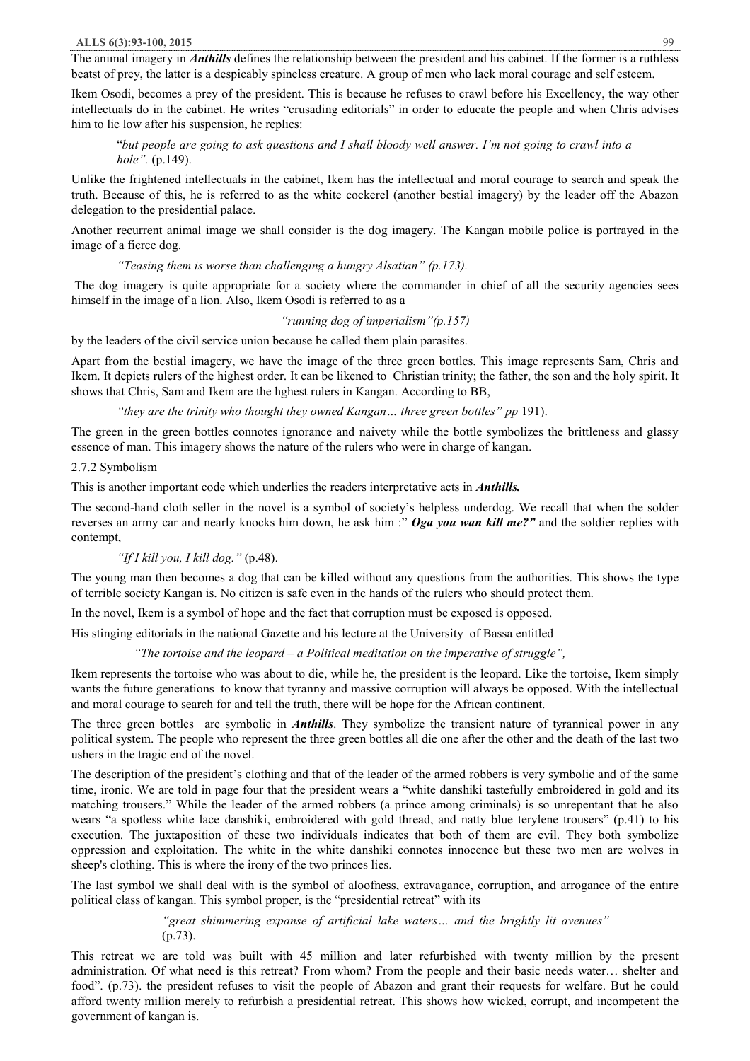The animal imagery in ***Anthills*** defines the relationship between the president and his cabinet. If the former is a ruthless beatst of prey, the latter is a despicably spineless creature. A group of men who lack moral courage and self esteem.

Ikem Osodi, becomes a prey of the president. This is because he refuses to crawl before his Excellency, the way other intellectuals do in the cabinet. He writes "crusading editorials" in order to educate the people and when Chris advises him to lie low after his suspension, he replies:

> "*but people are going to ask questions and I shall bloody well answer. I'm not going to crawl into a hole".* (p.149).

Unlike the frightened intellectuals in the cabinet, Ikem has the intellectual and moral courage to search and speak the truth. Because of this, he is referred to as the white cockerel (another bestial imagery) by the leader off the Abazon delegation to the presidential palace.

Another recurrent animal image we shall consider is the dog imagery. The Kangan mobile police is portrayed in the image of a fierce dog.

> *"Teasing them is worse than challenging a hungry Alsatian" (p.173).*

The dog imagery is quite appropriate for a society where the commander in chief of all the security agencies sees himself in the image of a lion. Also, Ikem Osodi is referred to as a

> *"running dog of imperialism"(p.157)*

by the leaders of the civil service union because he called them plain parasites.

Apart from the bestial imagery, we have the image of the three green bottles. This image represents Sam, Chris and Ikem. It depicts rulers of the highest order. It can be likened to Christian trinity; the father, the son and the holy spirit. It shows that Chris, Sam and Ikem are the hghest rulers in Kangan. According to BB,

> *"they are the trinity who thought they owned Kangan… three green bottles" pp* 191).

The green in the green bottles connotes ignorance and naivety while the bottle symbolizes the brittleness and glassy essence of man. This imagery shows the nature of the rulers who were in charge of kangan.

2.7.2 Symbolism

This is another important code which underlies the readers interpretative acts in ***Anthills.***

The second-hand cloth seller in the novel is a symbol of society's helpless underdog. We recall that when the solder reverses an army car and nearly knocks him down, he ask him :" ***Oga you wan kill me?"*** and the soldier replies with contempt,

> *"If I kill you, I kill dog."* (p.48).

The young man then becomes a dog that can be killed without any questions from the authorities. This shows the type of terrible society Kangan is. No citizen is safe even in the hands of the rulers who should protect them.

In the novel, Ikem is a symbol of hope and the fact that corruption must be exposed is opposed.

His stinging editorials in the national Gazette and his lecture at the University of Bassa entitled

> *"The tortoise and the leopard – a Political meditation on the imperative of struggle",*

Ikem represents the tortoise who was about to die, while he, the president is the leopard. Like the tortoise, Ikem simply wants the future generations to know that tyranny and massive corruption will always be opposed. With the intellectual and moral courage to search for and tell the truth, there will be hope for the African continent.

The three green bottles are symbolic in ***Anthills***. They symbolize the transient nature of tyrannical power in any political system. The people who represent the three green bottles all die one after the other and the death of the last two ushers in the tragic end of the novel.

The description of the president's clothing and that of the leader of the armed robbers is very symbolic and of the same time, ironic. We are told in page four that the president wears a "white danshiki tastefully embroidered in gold and its matching trousers." While the leader of the armed robbers (a prince among criminals) is so unrepentant that he also wears "a spotless white lace danshiki, embroidered with gold thread, and natty blue terylene trousers" (p.41) to his execution. The juxtaposition of these two individuals indicates that both of them are evil. They both symbolize oppression and exploitation. The white in the white danshiki connotes innocence but these two men are wolves in sheep's clothing. This is where the irony of the two princes lies.

The last symbol we shall deal with is the symbol of aloofness, extravagance, corruption, and arrogance of the entire political class of kangan. This symbol proper, is the "presidential retreat" with its

> *"great shimmering expanse of artificial lake waters… and the brightly lit avenues"* (p.73).

This retreat we are told was built with 45 million and later refurbished with twenty million by the present administration. Of what need is this retreat? From whom? From the people and their basic needs water… shelter and food". (p.73). the president refuses to visit the people of Abazon and grant their requests for welfare. But he could afford twenty million merely to refurbish a presidential retreat. This shows how wicked, corrupt, and incompetent the government of kangan is.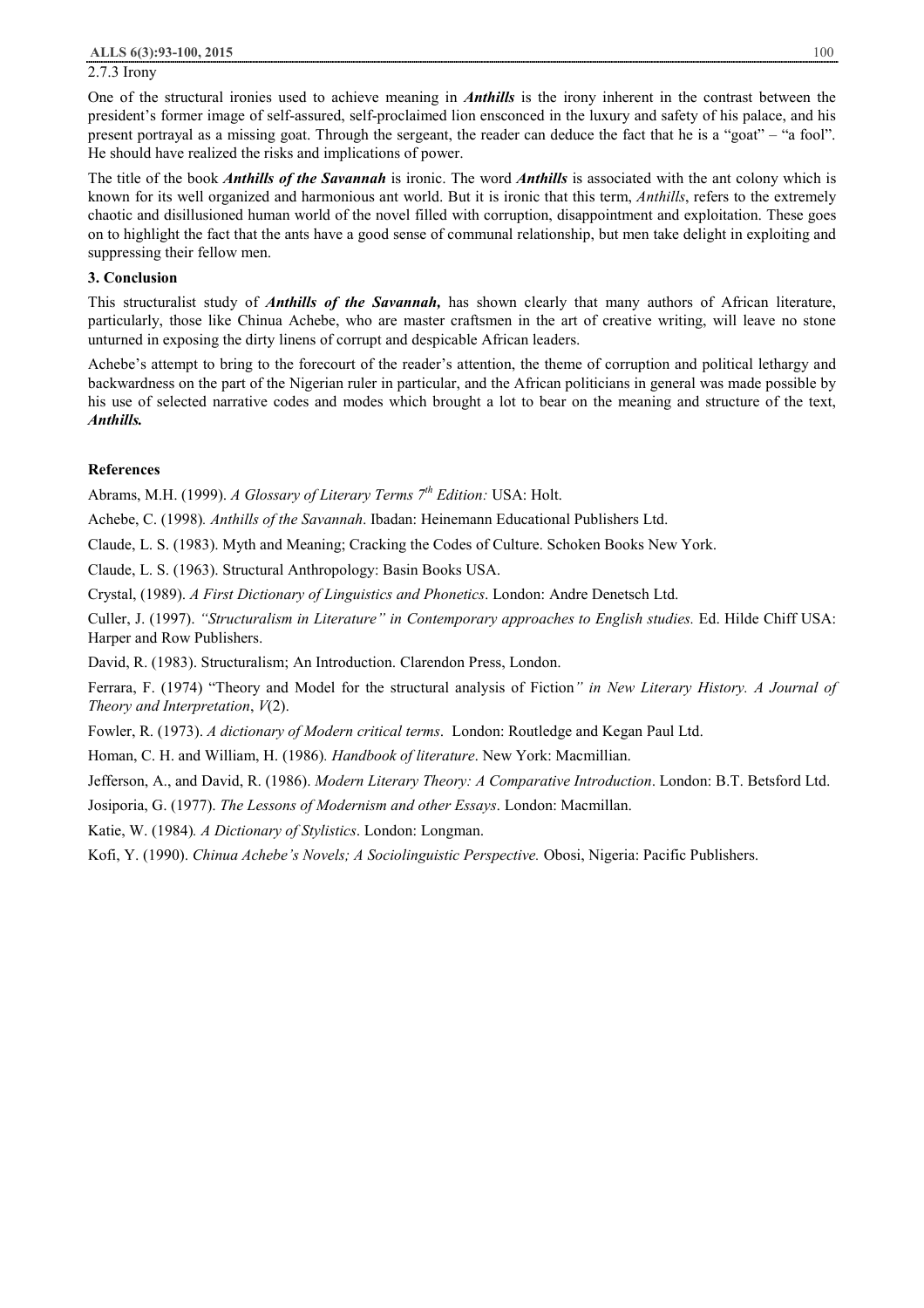2.7.3 Irony

One of the structural ironies used to achieve meaning in ***Anthills*** is the irony inherent in the contrast between the president's former image of self-assured, self-proclaimed lion ensconced in the luxury and safety of his palace, and his present portrayal as a missing goat. Through the sergeant, the reader can deduce the fact that he is a "goat" – "a fool". He should have realized the risks and implications of power.

The title of the book ***Anthills of the Savannah*** is ironic. The word ***Anthills*** is associated with the ant colony which is known for its well organized and harmonious ant world. But it is ironic that this term, *Anthills*, refers to the extremely chaotic and disillusioned human world of the novel filled with corruption, disappointment and exploitation. These goes on to highlight the fact that the ants have a good sense of communal relationship, but men take delight in exploiting and suppressing their fellow men.

## 3. Conclusion

This structuralist study of ***Anthills of the Savannah,*** has shown clearly that many authors of African literature, particularly, those like Chinua Achebe, who are master craftsmen in the art of creative writing, will leave no stone unturned in exposing the dirty linens of corrupt and despicable African leaders.

Achebe's attempt to bring to the forecourt of the reader's attention, the theme of corruption and political lethargy and backwardness on the part of the Nigerian ruler in particular, and the African politicians in general was made possible by his use of selected narrative codes and modes which brought a lot to bear on the meaning and structure of the text, ***Anthills.***

## References

Abrams, M.H. (1999). *A Glossary of Literary Terms 7th Edition:* USA: Holt.

Achebe, C. (1998). *Anthills of the Savannah*. Ibadan: Heinemann Educational Publishers Ltd.

Claude, L. S. (1983). Myth and Meaning; Cracking the Codes of Culture. Schoken Books New York.

Claude, L. S. (1963). Structural Anthropology: Basin Books USA.

Crystal, (1989). *A First Dictionary of Linguistics and Phonetics*. London: Andre Denetsch Ltd.

Culler, J. (1997). *"Structuralism in Literature" in Contemporary approaches to English studies.* Ed. Hilde Chiff USA: Harper and Row Publishers.

David, R. (1983). Structuralism; An Introduction. Clarendon Press, London.

Ferrara, F. (1974) "Theory and Model for the structural analysis of Fiction*" in New Literary History. A Journal of Theory and Interpretation*, *V*(2).

Fowler, R. (1973). *A dictionary of Modern critical terms*. London: Routledge and Kegan Paul Ltd.

Homan, C. H. and William, H. (1986)*. Handbook of literature*. New York: Macmillian.

Jefferson, A., and David, R. (1986). *Modern Literary Theory: A Comparative Introduction*. London: B.T. Betsford Ltd.

Josiporia, G. (1977). *The Lessons of Modernism and other Essays*. London: Macmillan.

Katie, W. (1984)*. A Dictionary of Stylistics*. London: Longman.

Kofi, Y. (1990). *Chinua Achebe's Novels; A Sociolinguistic Perspective.* Obosi, Nigeria: Pacific Publishers.